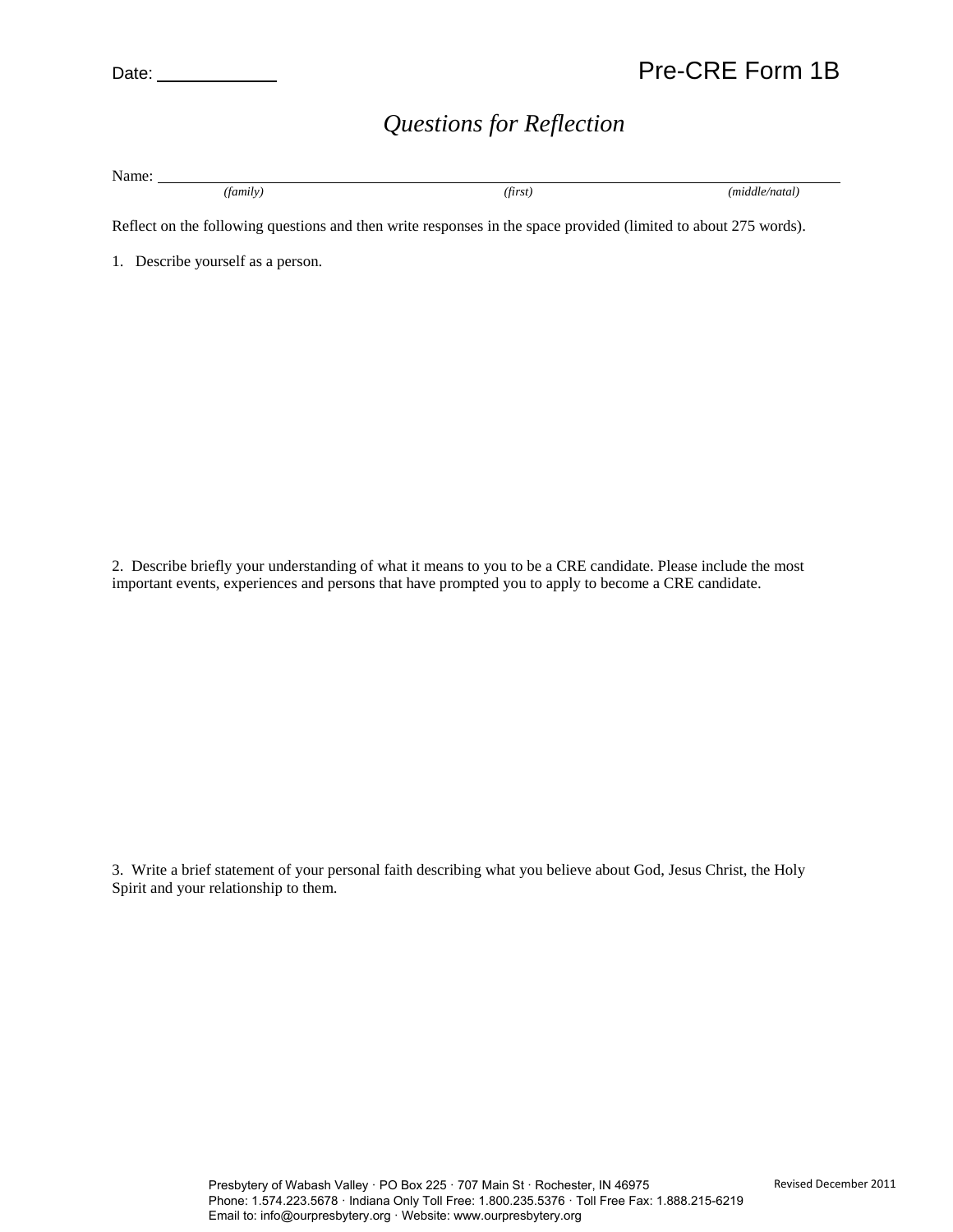Date: \_\_\_\_\_\_\_\_\_\_\_\_

Pre-CRE Form 1B

# *Questions for Reflection*

Name: \_\_\_\_\_\_\_\_\_\_\_\_\_\_\_\_\_\_\_\_\_\_\_\_\_\_\_\_\_\_\_\_\_\_\_\_\_\_\_\_\_\_\_\_\_\_\_\_\_\_\_\_\_\_\_\_\_\_\_\_

*(family)* *(first)* *(middle/natal)*

Reflect on the following questions and then write responses in the space provided (limited to about 275 words).

1. Describe yourself as a person.

2. Describe briefly your understanding of what it means to you to be a CRE candidate. Please include the most important events, experiences and persons that have prompted you to apply to become a CRE candidate.

3. Write a brief statement of your personal faith describing what you believe about God, Jesus Christ, the Holy Spirit and your relationship to them.

Presbytery of Wabash Valley · PO Box 225 · 707 Main St · Rochester, IN 46975
Phone: 1.574.223.5678 · Indiana Only Toll Free: 1.800.235.5376 · Toll Free Fax: 1.888.215-6219
Email to: info@ourpresbytery.org · Website: www.ourpresbytery.org

Revised December 2011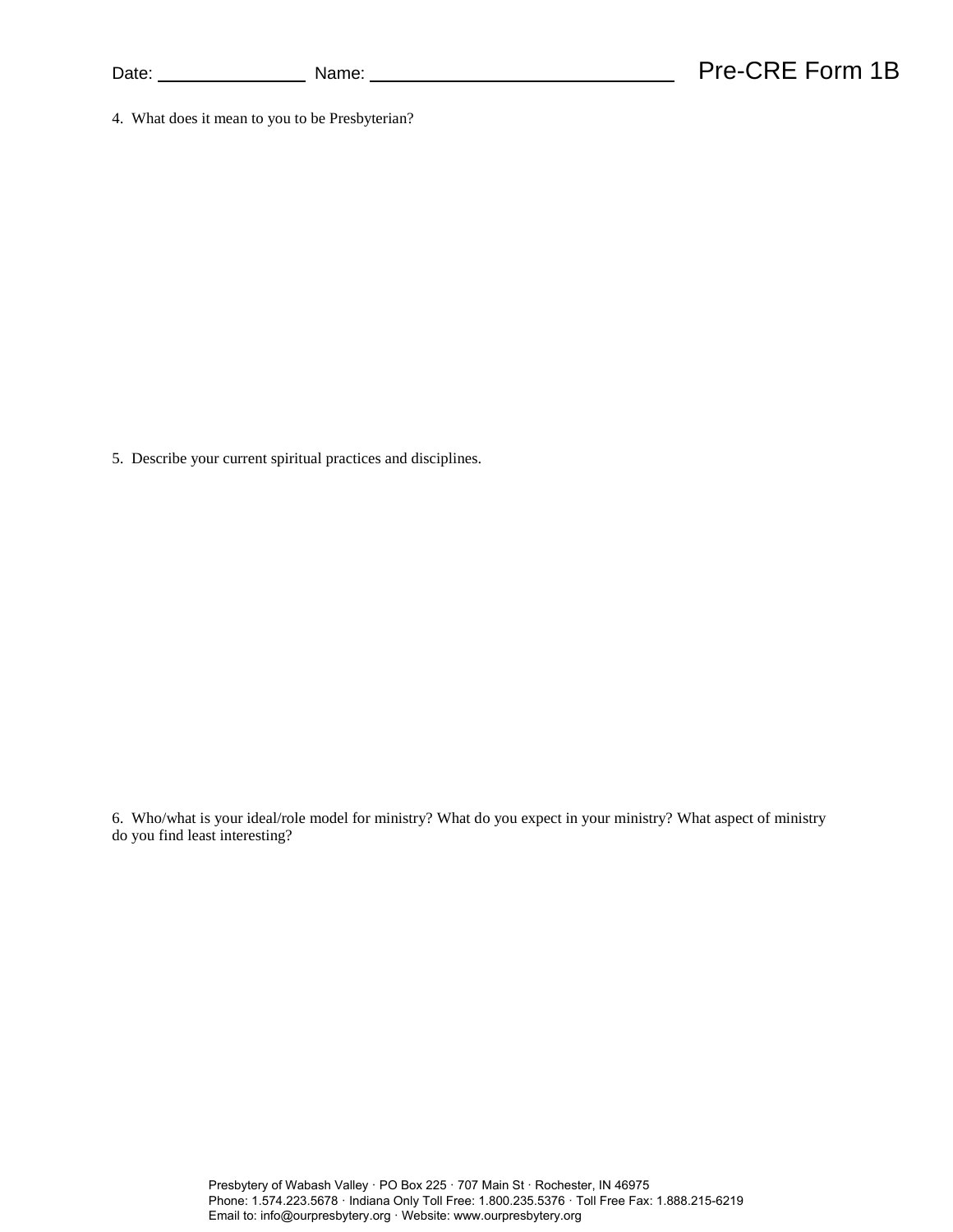Date: ______________ Name: ______________________________ Pre-CRE Form 1B

4. What does it mean to you to be Presbyterian?

5. Describe your current spiritual practices and disciplines.

6. Who/what is your ideal/role model for ministry? What do you expect in your ministry? What aspect of ministry do you find least interesting?

Presbytery of Wabash Valley · PO Box 225 · 707 Main St · Rochester, IN 46975
Phone: 1.574.223.5678 · Indiana Only Toll Free: 1.800.235.5376 · Toll Free Fax: 1.888.215-6219
Email to: info@ourpresbytery.org · Website: www.ourpresbytery.org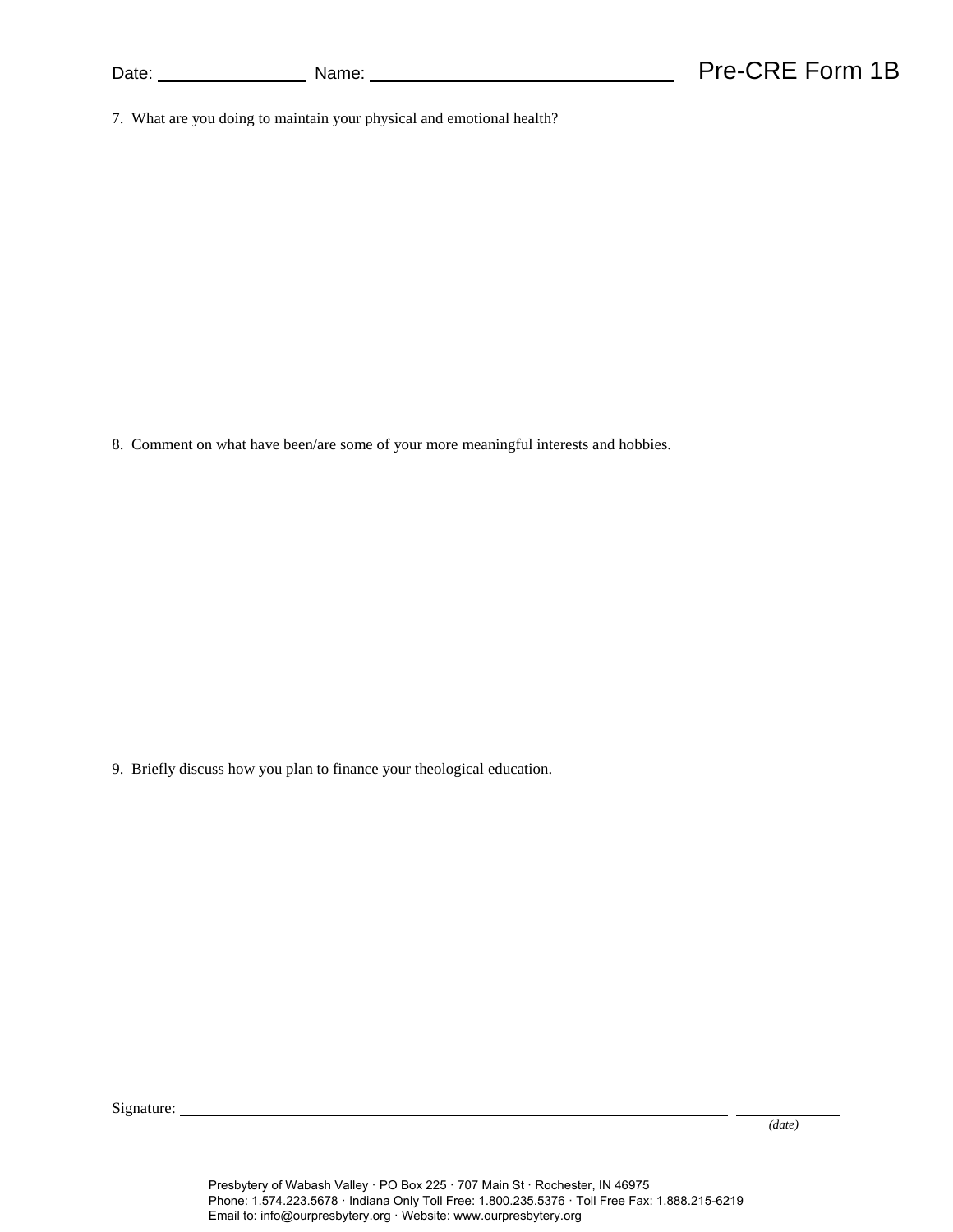Date: ______________ Name: ______________________________ **Pre-CRE Form 1B**

7. What are you doing to maintain your physical and emotional health?

8. Comment on what have been/are some of your more meaningful interests and hobbies.

9. Briefly discuss how you plan to finance your theological education.

Signature: ____________________________________________ ____________
*(date)*

Presbytery of Wabash Valley · PO Box 225 · 707 Main St · Rochester, IN 46975
Phone: 1.574.223.5678 · Indiana Only Toll Free: 1.800.235.5376 · Toll Free Fax: 1.888.215-6219
Email to: info@ourpresbytery.org · Website: www.ourpresbytery.org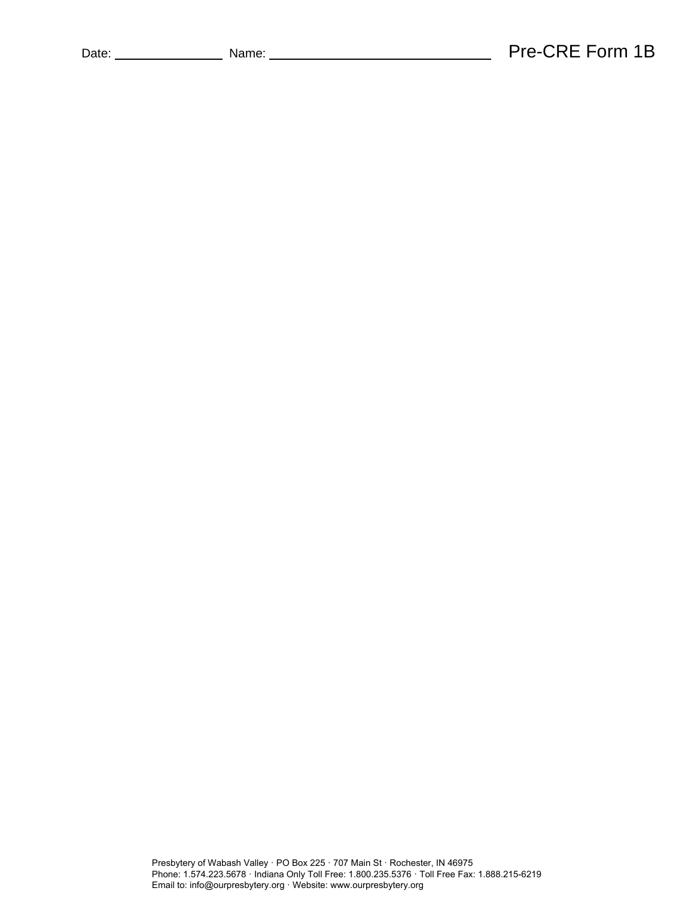Date: ______________ Name: ____________________________ Pre-CRE Form 1B